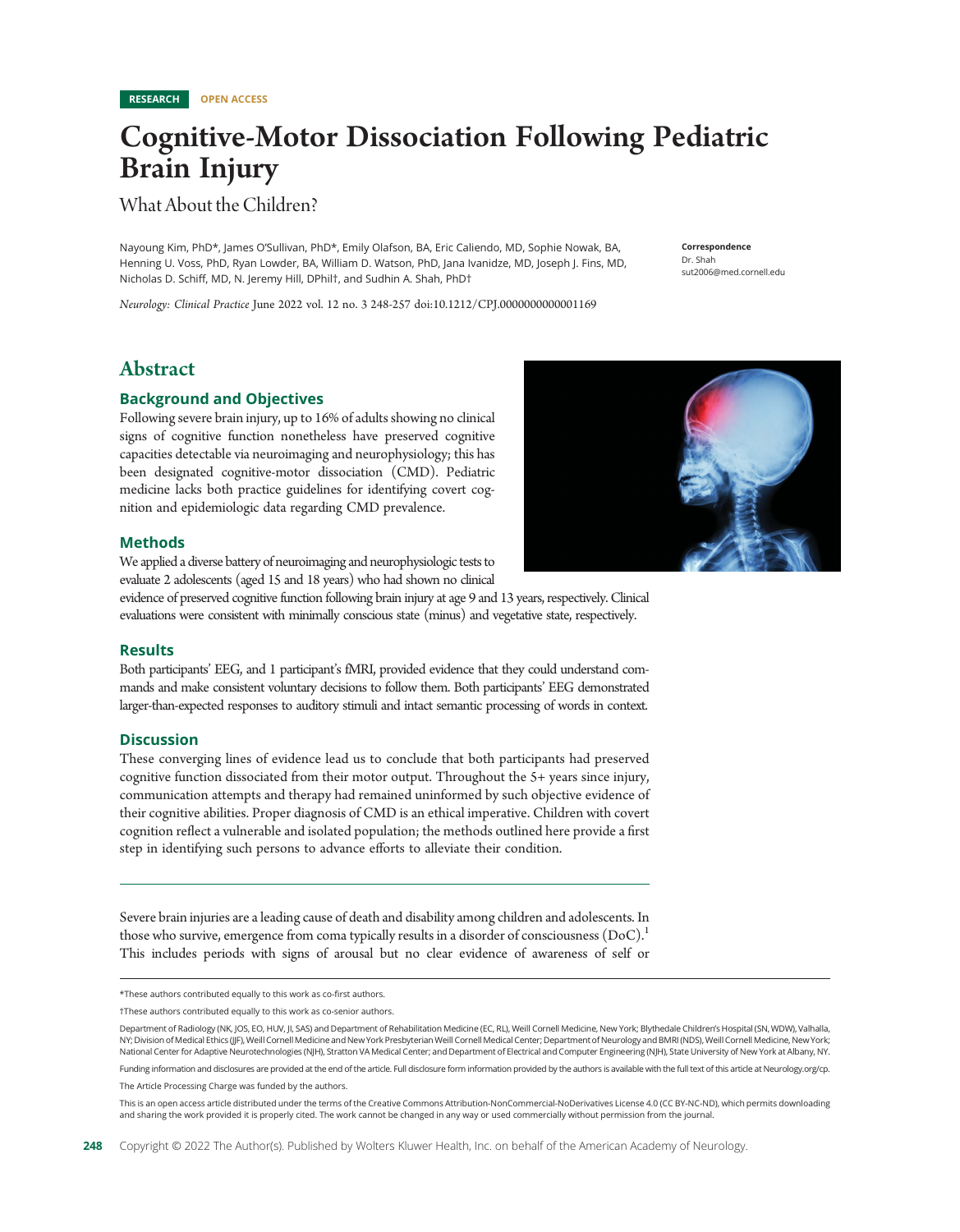RESEARCH OPEN ACCESS

# Cognitive-Motor Dissociation Following Pediatric Brain Injury

## What About the Children?

Nayoung Kim, PhD*, James O'Sullivan, PhD*, Emily Olafson, BA, Eric Caliendo, MD, Sophie Nowak, BA, Henning U. Voss, PhD, Ryan Lowder, BA, William D. Watson, PhD, Jana Ivanidze, MD, Joseph J. Fins, MD, Nicholas D. Schiff, MD, N. Jeremy Hill, DPhil†, and Sudhin A. Shah, PhD†

**Correspondence**
Dr. Shah
sut2006@med.cornell.edu

*Neurology: Clinical Practice* June 2022 vol. 12 no. 3 248-257 doi:10.1212/CPJ.0000000000001169

## Abstract

### Background and Objectives

Following severe brain injury, up to 16% of adults showing no clinical signs of cognitive function nonetheless have preserved cognitive capacities detectable via neuroimaging and neurophysiology; this has been designated cognitive-motor dissociation (CMD). Pediatric medicine lacks both practice guidelines for identifying covert cognition and epidemiologic data regarding CMD prevalence.

### Methods

We applied a diverse battery of neuroimaging and neurophysiologic tests to evaluate 2 adolescents (aged 15 and 18 years) who had shown no clinical evidence of preserved cognitive function following brain injury at age 9 and 13 years, respectively. Clinical evaluations were consistent with minimally conscious state (minus) and vegetative state, respectively.

### Results

Both participants' EEG, and 1 participant's fMRI, provided evidence that they could understand commands and make consistent voluntary decisions to follow them. Both participants' EEG demonstrated larger-than-expected responses to auditory stimuli and intact semantic processing of words in context.

### Discussion

These converging lines of evidence lead us to conclude that both participants had preserved cognitive function dissociated from their motor output. Throughout the 5+ years since injury, communication attempts and therapy had remained uninformed by such objective evidence of their cognitive abilities. Proper diagnosis of CMD is an ethical imperative. Children with covert cognition reflect a vulnerable and isolated population; the methods outlined here provide a first step in identifying such persons to advance efforts to alleviate their condition.

---

Severe brain injuries are a leading cause of death and disability among children and adolescents. In those who survive, emergence from coma typically results in a disorder of consciousness (DoC).[1] This includes periods with signs of arousal but no clear evidence of awareness of self or

---

*These authors contributed equally to this work as co-first authors.

†These authors contributed equally to this work as co-senior authors.

Department of Radiology (NK, JOS, EO, HUV, JI, SAS) and Department of Rehabilitation Medicine (EC, RL), Weill Cornell Medicine, New York; Blythedale Children's Hospital (SN, WDW), Valhalla, NY; Division of Medical Ethics (JJF), Weill Cornell Medicine and New York Presbyterian Weill Cornell Medical Center; Department of Neurology and BMRI (NDS), Weill Cornell Medicine, New York; National Center for Adaptive Neurotechnologies (NJH), Stratton VA Medical Center; and Department of Electrical and Computer Engineering (NJH), State University of New York at Albany, NY.

Funding information and disclosures are provided at the end of the article. Full disclosure form information provided by the authors is available with the full text of this article at Neurology.org/cp.

The Article Processing Charge was funded by the authors.

This is an open access article distributed under the terms of the Creative Commons Attribution-NonCommercial-NoDerivatives License 4.0 (CC BY-NC-ND), which permits downloading and sharing the work provided it is properly cited. The work cannot be changed in any way or used commercially without permission from the journal.

Copyright © 2022 The Author(s). Published by Wolters Kluwer Health, Inc. on behalf of the American Academy of Neurology.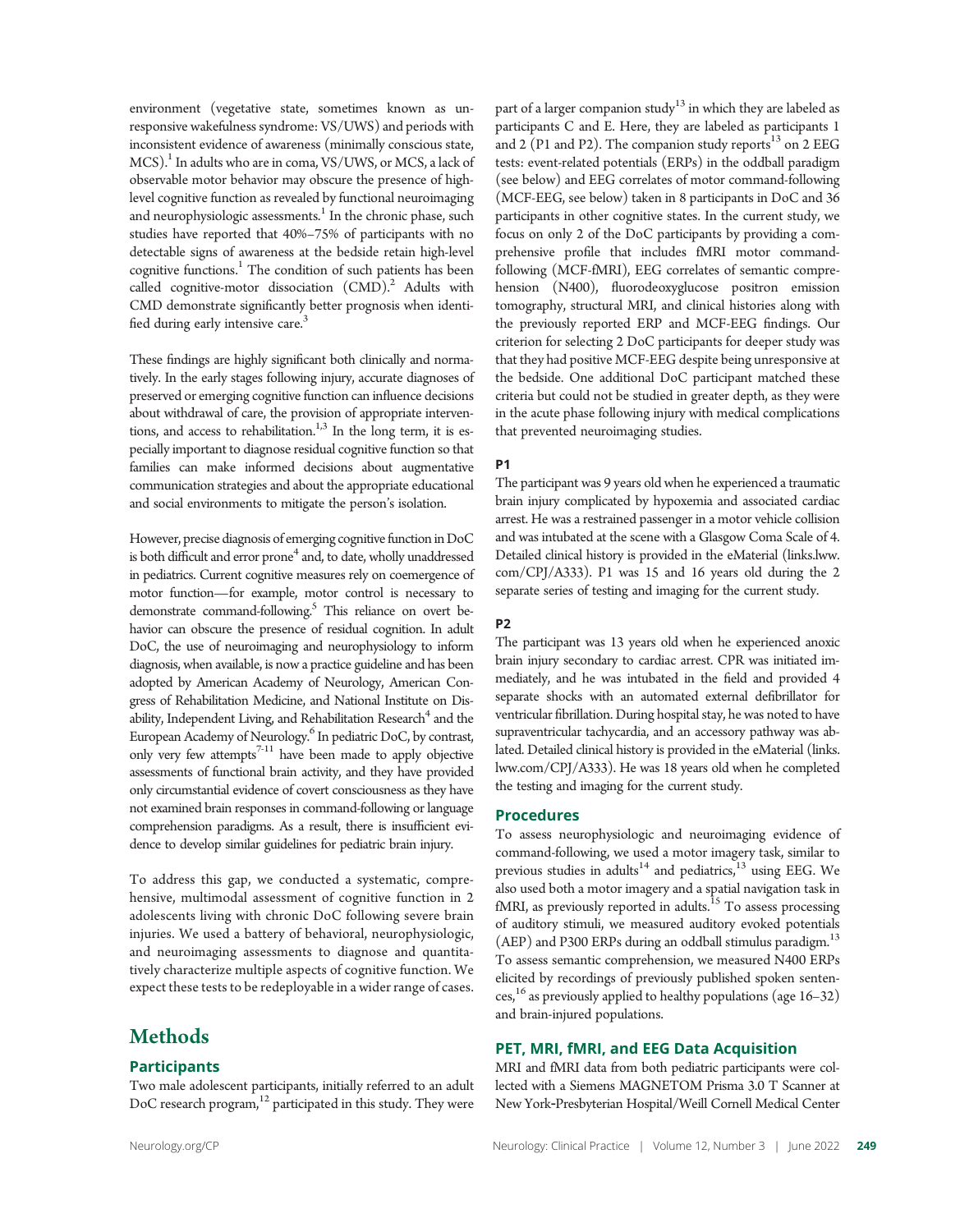environment (vegetative state, sometimes known as unresponsive wakefulness syndrome: VS/UWS) and periods with inconsistent evidence of awareness (minimally conscious state, MCS).[1] In adults who are in coma, VS/UWS, or MCS, a lack of observable motor behavior may obscure the presence of high-level cognitive function as revealed by functional neuroimaging and neurophysiologic assessments.[1] In the chronic phase, such studies have reported that 40%–75% of participants with no detectable signs of awareness at the bedside retain high-level cognitive functions.[1] The condition of such patients has been called cognitive-motor dissociation (CMD).[2] Adults with CMD demonstrate significantly better prognosis when identified during early intensive care.[3]

These findings are highly significant both clinically and normatively. In the early stages following injury, accurate diagnoses of preserved or emerging cognitive function can influence decisions about withdrawal of care, the provision of appropriate interventions, and access to rehabilitation.[1,3] In the long term, it is especially important to diagnose residual cognitive function so that families can make informed decisions about augmentative communication strategies and about the appropriate educational and social environments to mitigate the person's isolation.

However, precise diagnosis of emerging cognitive function in DoC is both difficult and error prone[4] and, to date, wholly unaddressed in pediatrics. Current cognitive measures rely on coemergence of motor function—for example, motor control is necessary to demonstrate command-following.[5] This reliance on overt behavior can obscure the presence of residual cognition. In adult DoC, the use of neuroimaging and neurophysiology to inform diagnosis, when available, is now a practice guideline and has been adopted by American Academy of Neurology, American Congress of Rehabilitation Medicine, and National Institute on Disability, Independent Living, and Rehabilitation Research[4] and the European Academy of Neurology.[6] In pediatric DoC, by contrast, only very few attempts[7-11] have been made to apply objective assessments of functional brain activity, and they have provided only circumstantial evidence of covert consciousness as they have not examined brain responses in command-following or language comprehension paradigms. As a result, there is insufficient evidence to develop similar guidelines for pediatric brain injury.

To address this gap, we conducted a systematic, comprehensive, multimodal assessment of cognitive function in 2 adolescents living with chronic DoC following severe brain injuries. We used a battery of behavioral, neurophysiologic, and neuroimaging assessments to diagnose and quantitatively characterize multiple aspects of cognitive function. We expect these tests to be redeployable in a wider range of cases.

# Methods

## Participants

Two male adolescent participants, initially referred to an adult DoC research program,[12] participated in this study. They were part of a larger companion study[13] in which they are labeled as participants C and E. Here, they are labeled as participants 1 and 2 (P1 and P2). The companion study reports[13] on 2 EEG tests: event-related potentials (ERPs) in the oddball paradigm (see below) and EEG correlates of motor command-following (MCF-EEG, see below) taken in 8 participants in DoC and 36 participants in other cognitive states. In the current study, we focus on only 2 of the DoC participants by providing a comprehensive profile that includes fMRI motor command-following (MCF-fMRI), EEG correlates of semantic comprehension (N400), fluorodeoxyglucose positron emission tomography, structural MRI, and clinical histories along with the previously reported ERP and MCF-EEG findings. Our criterion for selecting 2 DoC participants for deeper study was that they had positive MCF-EEG despite being unresponsive at the bedside. One additional DoC participant matched these criteria but could not be studied in greater depth, as they were in the acute phase following injury with medical complications that prevented neuroimaging studies.

### P1

The participant was 9 years old when he experienced a traumatic brain injury complicated by hypoxemia and associated cardiac arrest. He was a restrained passenger in a motor vehicle collision and was intubated at the scene with a Glasgow Coma Scale of 4. Detailed clinical history is provided in the eMaterial (links.lww.com/CPJ/A333). P1 was 15 and 16 years old during the 2 separate series of testing and imaging for the current study.

### P2

The participant was 13 years old when he experienced anoxic brain injury secondary to cardiac arrest. CPR was initiated immediately, and he was intubated in the field and provided 4 separate shocks with an automated external defibrillator for ventricular fibrillation. During hospital stay, he was noted to have supraventricular tachycardia, and an accessory pathway was ablated. Detailed clinical history is provided in the eMaterial (links.lww.com/CPJ/A333). He was 18 years old when he completed the testing and imaging for the current study.

## Procedures

To assess neurophysiologic and neuroimaging evidence of command-following, we used a motor imagery task, similar to previous studies in adults[14] and pediatrics,[13] using EEG. We also used both a motor imagery and a spatial navigation task in fMRI, as previously reported in adults.[15] To assess processing of auditory stimuli, we measured auditory evoked potentials (AEP) and P300 ERPs during an oddball stimulus paradigm.[13] To assess semantic comprehension, we measured N400 ERPs elicited by recordings of previously published spoken sentences,[16] as previously applied to healthy populations (age 16–32) and brain-injured populations.

## PET, MRI, fMRI, and EEG Data Acquisition

MRI and fMRI data from both pediatric participants were collected with a Siemens MAGNETOM Prisma 3.0 T Scanner at New York-Presbyterian Hospital/Weill Cornell Medical Center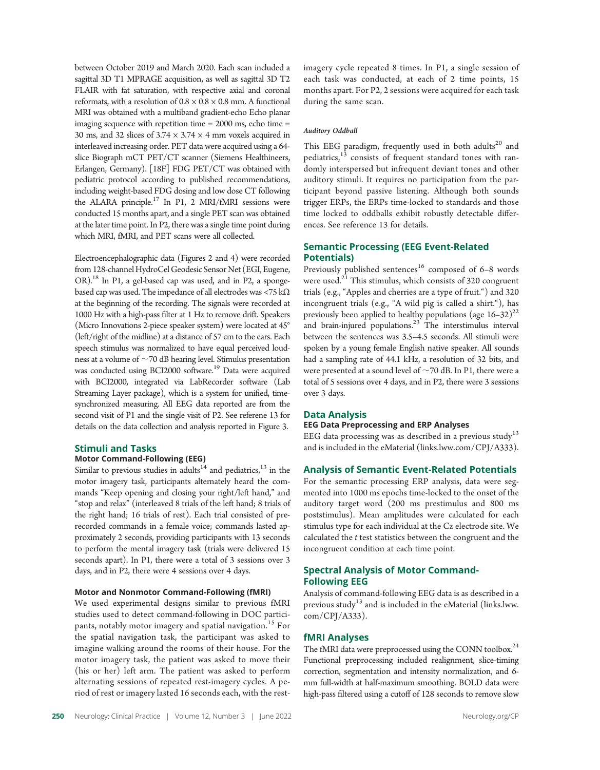between October 2019 and March 2020. Each scan included a sagittal 3D T1 MPRAGE acquisition, as well as sagittal 3D T2 FLAIR with fat saturation, with respective axial and coronal reformats, with a resolution of $0.8 \times 0.8 \times 0.8$ mm. A functional MRI was obtained with a multiband gradient-echo Echo planar imaging sequence with repetition time = 2000 ms, echo time = 30 ms, and 32 slices of $3.74 \times 3.74 \times 4$ mm voxels acquired in interleaved increasing order. PET data were acquired using a 64-slice Biograph mCT PET/CT scanner (Siemens Healthineers, Erlangen, Germany). [18F] FDG PET/CT was obtained with pediatric protocol according to published recommendations, including weight-based FDG dosing and low dose CT following the ALARA principle.[17] In P1, 2 MRI/fMRI sessions were conducted 15 months apart, and a single PET scan was obtained at the later time point. In P2, there was a single time point during which MRI, fMRI, and PET scans were all collected.

Electroencephalographic data (Figures 2 and 4) were recorded from 128-channel HydroCel Geodesic Sensor Net (EGI, Eugene, OR).[18] In P1, a gel-based cap was used, and in P2, a sponge-based cap was used. The impedance of all electrodes was <75 kΩ at the beginning of the recording. The signals were recorded at 1000 Hz with a high-pass filter at 1 Hz to remove drift. Speakers (Micro Innovations 2-piece speaker system) were located at 45° (left/right of the midline) at a distance of 57 cm to the ears. Each speech stimulus was normalized to have equal perceived loudness at a volume of ~70 dB hearing level. Stimulus presentation was conducted using BCI2000 software.[19] Data were acquired with BCI2000, integrated via LabRecorder software (Lab Streaming Layer package), which is a system for unified, time-synchronized measuring. All EEG data reported are from the second visit of P1 and the single visit of P2. See referene 13 for details on the data collection and analysis reported in Figure 3.

## Stimuli and Tasks

### Motor Command-Following (EEG)

Similar to previous studies in adults[14] and pediatrics,[13] in the motor imagery task, participants alternately heard the commands "Keep opening and closing your right/left hand," and "stop and relax" (interleaved 8 trials of the left hand; 8 trials of the right hand; 16 trials of rest). Each trial consisted of pre-recorded commands in a female voice; commands lasted approximately 2 seconds, providing participants with 13 seconds to perform the mental imagery task (trials were delivered 15 seconds apart). In P1, there were a total of 3 sessions over 3 days, and in P2, there were 4 sessions over 4 days.

### Motor and Nonmotor Command-Following (fMRI)

We used experimental designs similar to previous fMRI studies used to detect command-following in DOC participants, notably motor imagery and spatial navigation.[15] For the spatial navigation task, the participant was asked to imagine walking around the rooms of their house. For the motor imagery task, the patient was asked to move their (his or her) left arm. The patient was asked to perform alternating sessions of repeated rest-imagery cycles. A period of rest or imagery lasted 16 seconds each, with the rest-imagery cycle repeated 8 times. In P1, a single session of each task was conducted, at each of 2 time points, 15 months apart. For P2, 2 sessions were acquired for each task during the same scan.

#### *Auditory Oddball*

This EEG paradigm, frequently used in both adults[20] and pediatrics,[13] consists of frequent standard tones with randomly interspersed but infrequent deviant tones and other auditory stimuli. It requires no participation from the participant beyond passive listening. Although both sounds trigger ERPs, the ERPs time-locked to standards and those time locked to oddballs exhibit robustly detectable differences. See reference 13 for details.

## Semantic Processing (EEG Event-Related Potentials)

Previously published sentences[16] composed of 6–8 words were used.[21] This stimulus, which consists of 320 congruent trials (e.g., "Apples and cherries are a type of fruit.") and 320 incongruent trials (e.g., "A wild pig is called a shirt."), has previously been applied to healthy populations (age 16–32)[22] and brain-injured populations.[23] The interstimulus interval between the sentences was 3.5–4.5 seconds. All stimuli were spoken by a young female English native speaker. All sounds had a sampling rate of 44.1 kHz, a resolution of 32 bits, and were presented at a sound level of ~70 dB. In P1, there were a total of 5 sessions over 4 days, and in P2, there were 3 sessions over 3 days.

## Data Analysis

### EEG Data Preprocessing and ERP Analyses

EEG data processing was as described in a previous study[13] and is included in the eMaterial (links.lww.com/CPJ/A333).

## Analysis of Semantic Event-Related Potentials

For the semantic processing ERP analysis, data were segmented into 1000 ms epochs time-locked to the onset of the auditory target word (200 ms prestimulus and 800 ms poststimulus). Mean amplitudes were calculated for each stimulus type for each individual at the Cz electrode site. We calculated the *t* test statistics between the congruent and the incongruent condition at each time point.

## Spectral Analysis of Motor Command-Following EEG

Analysis of command-following EEG data is as described in a previous study[13] and is included in the eMaterial (links.lww.com/CPJ/A333).

## fMRI Analyses

The fMRI data were preprocessed using the CONN toolbox.[24] Functional preprocessing included realignment, slice-timing correction, segmentation and intensity normalization, and 6-mm full-width at half-maximum smoothing. BOLD data were high-pass filtered using a cutoff of 128 seconds to remove slow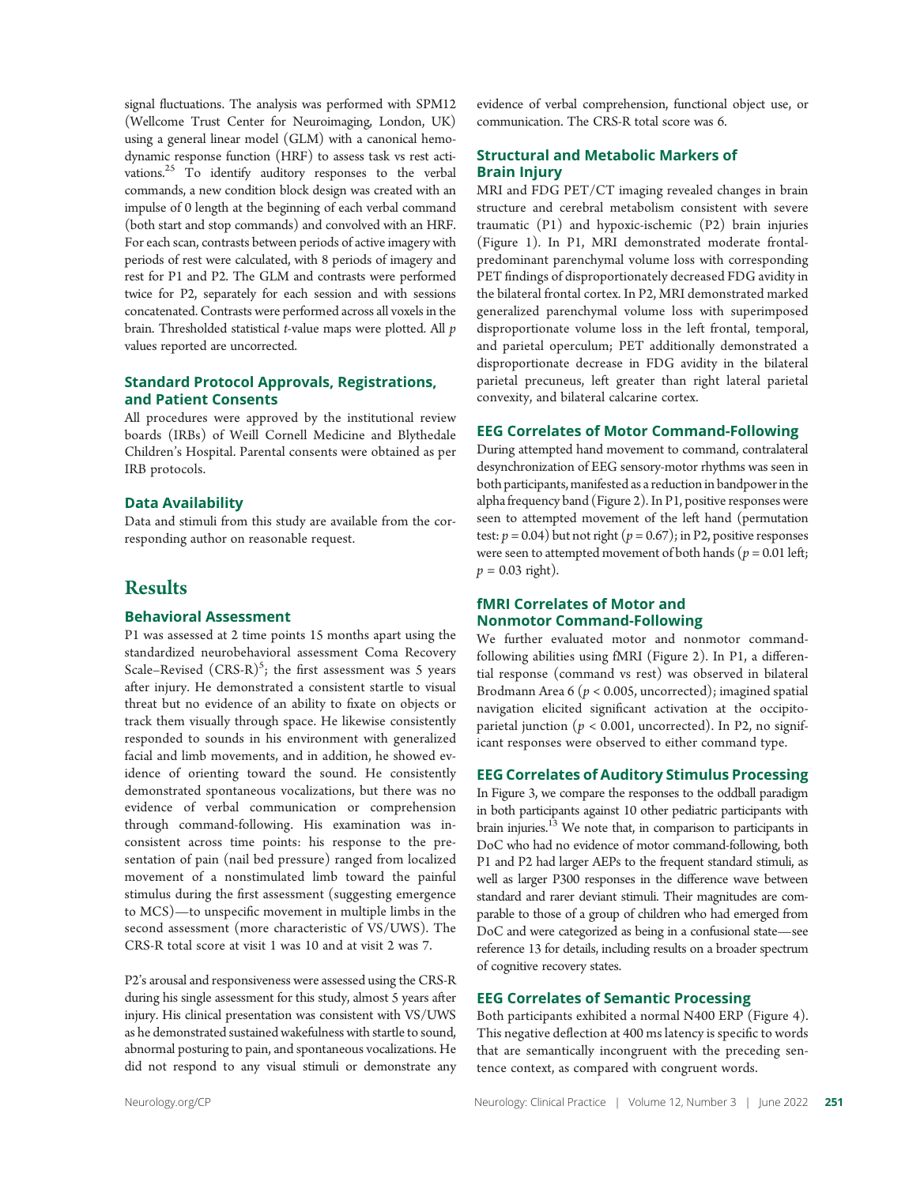signal fluctuations. The analysis was performed with SPM12 (Wellcome Trust Center for Neuroimaging, London, UK) using a general linear model (GLM) with a canonical hemodynamic response function (HRF) to assess task vs rest activations.[25] To identify auditory responses to the verbal commands, a new condition block design was created with an impulse of 0 length at the beginning of each verbal command (both start and stop commands) and convolved with an HRF. For each scan, contrasts between periods of active imagery with periods of rest were calculated, with 8 periods of imagery and rest for P1 and P2. The GLM and contrasts were performed twice for P2, separately for each session and with sessions concatenated. Contrasts were performed across all voxels in the brain. Thresholded statistical *t*-value maps were plotted. All *p* values reported are uncorrected.

### Standard Protocol Approvals, Registrations, and Patient Consents

All procedures were approved by the institutional review boards (IRBs) of Weill Cornell Medicine and Blythedale Children's Hospital. Parental consents were obtained as per IRB protocols.

### Data Availability

Data and stimuli from this study are available from the corresponding author on reasonable request.

## Results

### Behavioral Assessment

P1 was assessed at 2 time points 15 months apart using the standardized neurobehavioral assessment Coma Recovery Scale–Revised (CRS-R)[5]; the first assessment was 5 years after injury. He demonstrated a consistent startle to visual threat but no evidence of an ability to fixate on objects or track them visually through space. He likewise consistently responded to sounds in his environment with generalized facial and limb movements, and in addition, he showed evidence of orienting toward the sound. He consistently demonstrated spontaneous vocalizations, but there was no evidence of verbal communication or comprehension through command-following. His examination was inconsistent across time points: his response to the presentation of pain (nail bed pressure) ranged from localized movement of a nonstimulated limb toward the painful stimulus during the first assessment (suggesting emergence to MCS)—to unspecific movement in multiple limbs in the second assessment (more characteristic of VS/UWS). The CRS-R total score at visit 1 was 10 and at visit 2 was 7.

P2's arousal and responsiveness were assessed using the CRS-R during his single assessment for this study, almost 5 years after injury. His clinical presentation was consistent with VS/UWS as he demonstrated sustained wakefulness with startle to sound, abnormal posturing to pain, and spontaneous vocalizations. He did not respond to any visual stimuli or demonstrate any evidence of verbal comprehension, functional object use, or communication. The CRS-R total score was 6.

### Structural and Metabolic Markers of Brain Injury

MRI and FDG PET/CT imaging revealed changes in brain structure and cerebral metabolism consistent with severe traumatic (P1) and hypoxic-ischemic (P2) brain injuries (Figure 1). In P1, MRI demonstrated moderate frontal-predominant parenchymal volume loss with corresponding PET findings of disproportionately decreased FDG avidity in the bilateral frontal cortex. In P2, MRI demonstrated marked generalized parenchymal volume loss with superimposed disproportionate volume loss in the left frontal, temporal, and parietal operculum; PET additionally demonstrated a disproportionate decrease in FDG avidity in the bilateral parietal precuneus, left greater than right lateral parietal convexity, and bilateral calcarine cortex.

### EEG Correlates of Motor Command-Following

During attempted hand movement to command, contralateral desynchronization of EEG sensory-motor rhythms was seen in both participants, manifested as a reduction in bandpower in the alpha frequency band (Figure 2). In P1, positive responses were seen to attempted movement of the left hand (permutation test: $p = 0.04$) but not right ($p = 0.67$); in P2, positive responses were seen to attempted movement of both hands ($p = 0.01$ left; $p = 0.03$ right).

### fMRI Correlates of Motor and Nonmotor Command-Following

We further evaluated motor and nonmotor command-following abilities using fMRI (Figure 2). In P1, a differential response (command vs rest) was observed in bilateral Brodmann Area 6 ($p < 0.005$, uncorrected); imagined spatial navigation elicited significant activation at the occipito-parietal junction ($p < 0.001$, uncorrected). In P2, no significant responses were observed to either command type.

### EEG Correlates of Auditory Stimulus Processing

In Figure 3, we compare the responses to the oddball paradigm in both participants against 10 other pediatric participants with brain injuries.[13] We note that, in comparison to participants in DoC who had no evidence of motor command-following, both P1 and P2 had larger AEPs to the frequent standard stimuli, as well as larger P300 responses in the difference wave between standard and rarer deviant stimuli. Their magnitudes are comparable to those of a group of children who had emerged from DoC and were categorized as being in a confusional state—see reference 13 for details, including results on a broader spectrum of cognitive recovery states.

### EEG Correlates of Semantic Processing

Both participants exhibited a normal N400 ERP (Figure 4). This negative deflection at 400 ms latency is specific to words that are semantically incongruent with the preceding sentence context, as compared with congruent words.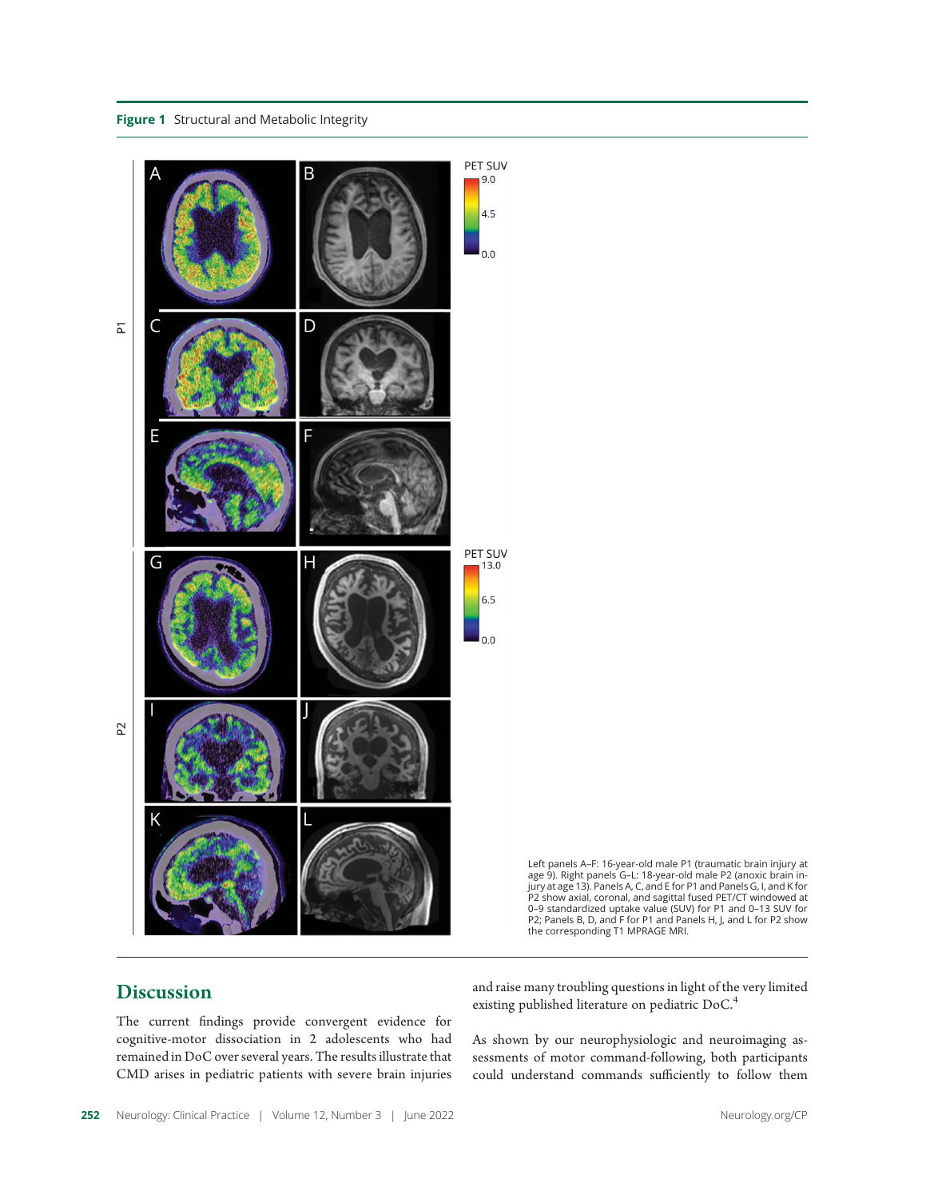**Figure 1** Structural and Metabolic Integrity

Left panels A–F: 16-year-old male P1 (traumatic brain injury at age 9). Right panels G–L: 18-year-old male P2 (anoxic brain injury at age 13). Panels A, C, and E for P1 and Panels G, I, and K for P2 show axial, coronal, and sagittal fused PET/CT windowed at 0–9 standardized uptake value (SUV) for P1 and 0–13 SUV for P2; Panels B, D, and F for P1 and Panels H, J, and L for P2 show the corresponding T1 MPRAGE MRI.

## Discussion

The current findings provide convergent evidence for cognitive-motor dissociation in 2 adolescents who had remained in DoC over several years. The results illustrate that CMD arises in pediatric patients with severe brain injuries and raise many troubling questions in light of the very limited existing published literature on pediatric DoC.[4]

As shown by our neurophysiologic and neuroimaging assessments of motor command-following, both participants could understand commands sufficiently to follow them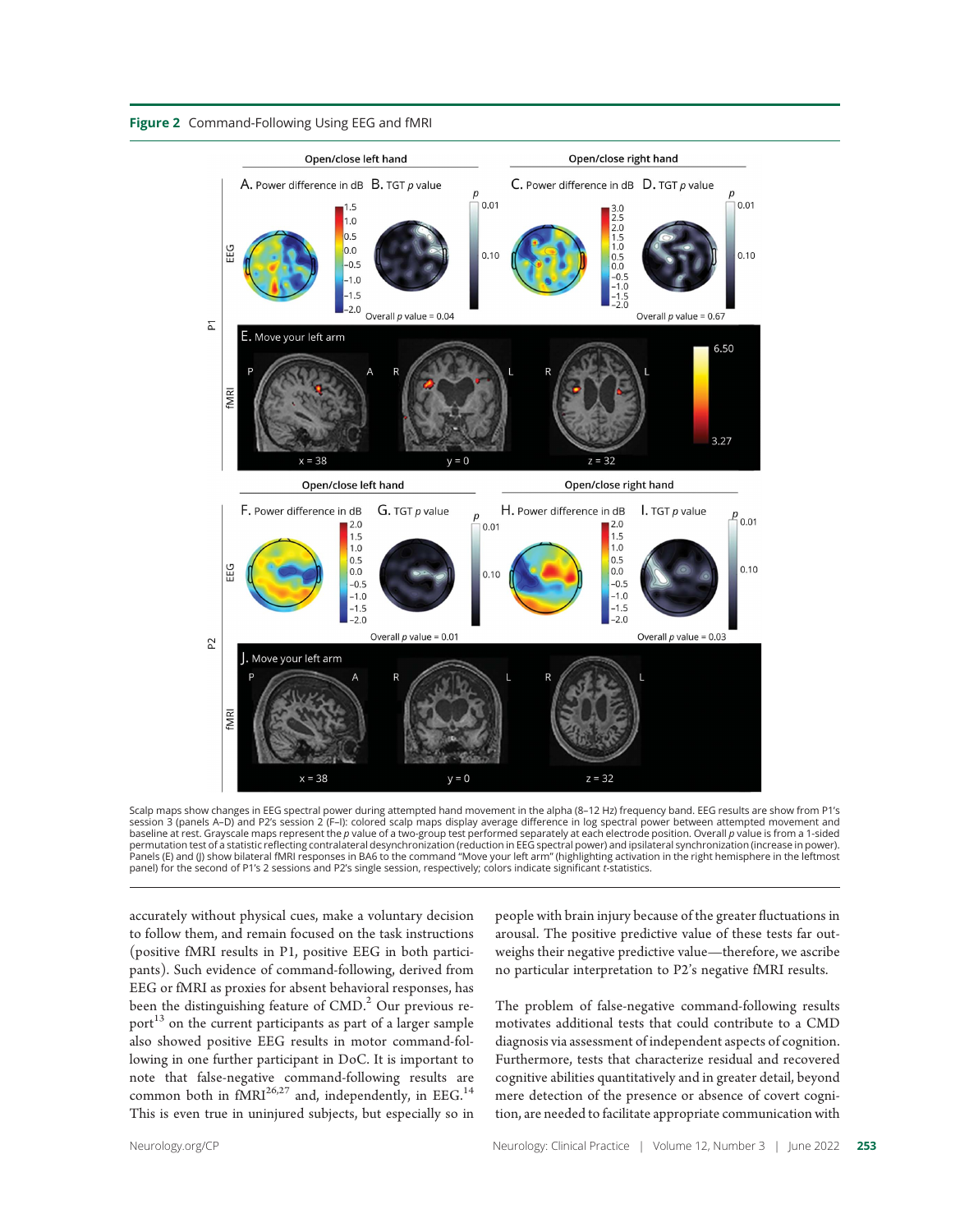**Figure 2** Command-Following Using EEG and fMRI

Scalp maps show changes in EEG spectral power during attempted hand movement in the alpha (8–12 Hz) frequency band. EEG results are show from P1's session 3 (panels A–D) and P2's session 2 (F–I): colored scalp maps display average difference in log spectral power between attempted movement and baseline at rest. Grayscale maps represent the *p* value of a two-group test performed separately at each electrode position. Overall *p* value is from a 1-sided permutation test of a statistic reflecting contralateral desynchronization (reduction in EEG spectral power) and ipsilateral synchronization (increase in power). Panels (E) and (J) show bilateral fMRI responses in BA6 to the command "Move your left arm" (highlighting activation in the right hemisphere in the leftmost panel) for the second of P1's 2 sessions and P2's single session, respectively; colors indicate significant *t*-statistics.

accurately without physical cues, make a voluntary decision to follow them, and remain focused on the task instructions (positive fMRI results in P1, positive EEG in both participants). Such evidence of command-following, derived from EEG or fMRI as proxies for absent behavioral responses, has been the distinguishing feature of CMD.[2] Our previous report[13] on the current participants as part of a larger sample also showed positive EEG results in motor command-following in one further participant in DoC. It is important to note that false-negative command-following results are common both in fMRI[26,27] and, independently, in EEG.[14] This is even true in uninjured subjects, but especially so in people with brain injury because of the greater fluctuations in arousal. The positive predictive value of these tests far outweighs their negative predictive value—therefore, we ascribe no particular interpretation to P2's negative fMRI results.

The problem of false-negative command-following results motivates additional tests that could contribute to a CMD diagnosis via assessment of independent aspects of cognition. Furthermore, tests that characterize residual and recovered cognitive abilities quantitatively and in greater detail, beyond mere detection of the presence or absence of covert cognition, are needed to facilitate appropriate communication with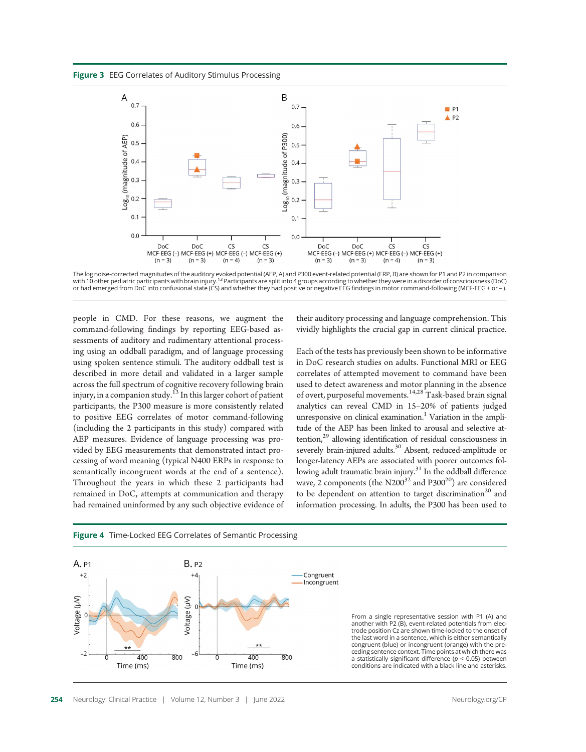**Figure 3** EEG Correlates of Auditory Stimulus Processing

The log noise-corrected magnitudes of the auditory evoked potential (AEP, A) and P300 event-related potential (ERP, B) are shown for P1 and P2 in comparison with 10 other pediatric participants with brain injury.[13] Participants are split into 4 groups according to whether they were in a disorder of consciousness (DoC) or had emerged from DoC into confusional state (CS) and whether they had positive or negative EEG findings in motor command-following (MCF-EEG + or −).

people in CMD. For these reasons, we augment the command-following findings by reporting EEG-based assessments of auditory and rudimentary attentional processing using an oddball paradigm, and of language processing using spoken sentence stimuli. The auditory oddball test is described in more detail and validated in a larger sample across the full spectrum of cognitive recovery following brain injury, in a companion study.[13] In this larger cohort of patient participants, the P300 measure is more consistently related to positive EEG correlates of motor command-following (including the 2 participants in this study) compared with AEP measures. Evidence of language processing was provided by EEG measurements that demonstrated intact processing of word meaning (typical N400 ERPs in response to semantically incongruent words at the end of a sentence). Throughout the years in which these 2 participants had remained in DoC, attempts at communication and therapy had remained uninformed by any such objective evidence of their auditory processing and language comprehension. This vividly highlights the crucial gap in current clinical practice.

Each of the tests has previously been shown to be informative in DoC research studies on adults. Functional MRI or EEG correlates of attempted movement to command have been used to detect awareness and motor planning in the absence of overt, purposeful movements.[14,28] Task-based brain signal analytics can reveal CMD in 15–20% of patients judged unresponsive on clinical examination.[1] Variation in the amplitude of the AEP has been linked to arousal and selective attention,[29] allowing identification of residual consciousness in severely brain-injured adults.[30] Absent, reduced-amplitude or longer-latency AEPs are associated with poorer outcomes following adult traumatic brain injury.[31] In the oddball difference wave, 2 components (the N200[32] and P300[20]) are considered to be dependent on attention to target discrimination[20] and information processing. In adults, the P300 has been used to

**Figure 4** Time-Locked EEG Correlates of Semantic Processing

From a single representative session with P1 (A) and another with P2 (B), event-related potentials from electrode position Cz are shown time-locked to the onset of the last word in a sentence, which is either semantically congruent (blue) or incongruent (orange) with the preceding sentence context. Time points at which there was a statistically significant difference ($p < 0.05$) between conditions are indicated with a black line and asterisks.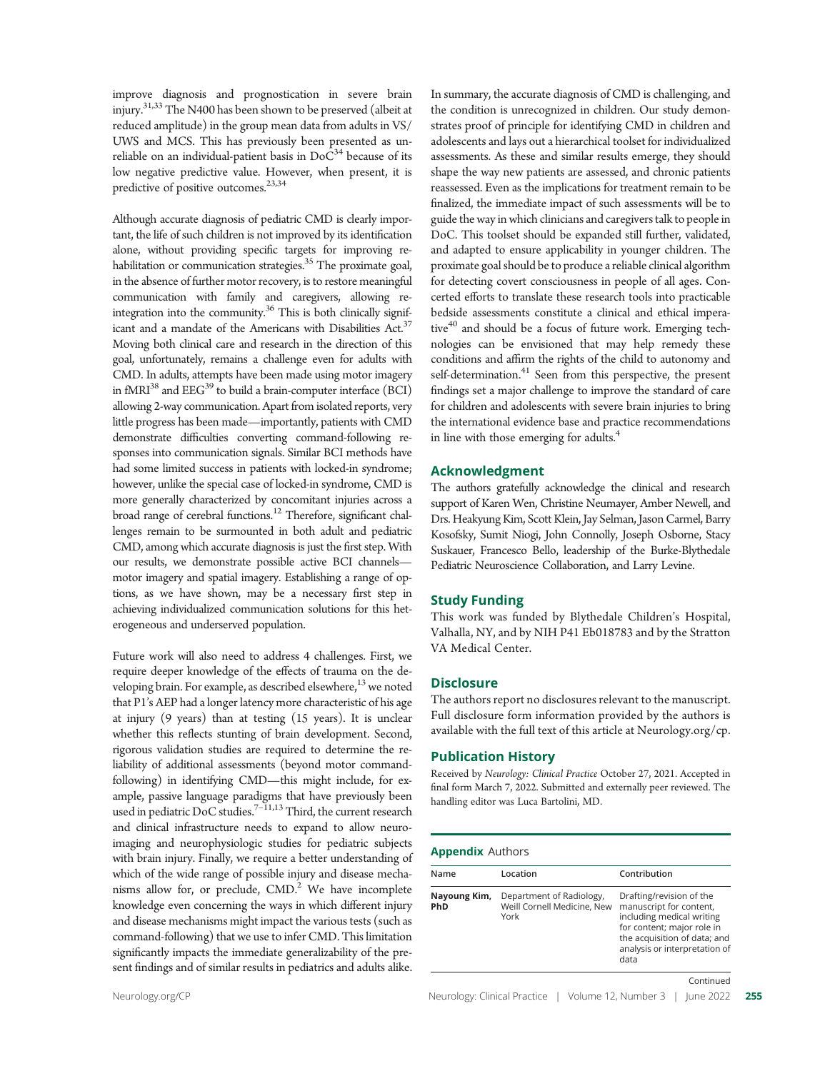improve diagnosis and prognostication in severe brain injury.[31,33] The N400 has been shown to be preserved (albeit at reduced amplitude) in the group mean data from adults in VS/UWS and MCS. This has previously been presented as unreliable on an individual-patient basis in DoC[34] because of its low negative predictive value. However, when present, it is predictive of positive outcomes.[23,34]

Although accurate diagnosis of pediatric CMD is clearly important, the life of such children is not improved by its identification alone, without providing specific targets for improving rehabilitation or communication strategies.[35] The proximate goal, in the absence of further motor recovery, is to restore meaningful communication with family and caregivers, allowing reintegration into the community.[36] This is both clinically significant and a mandate of the Americans with Disabilities Act.[37] Moving both clinical care and research in the direction of this goal, unfortunately, remains a challenge even for adults with CMD. In adults, attempts have been made using motor imagery in fMRI[38] and EEG[39] to build a brain-computer interface (BCI) allowing 2-way communication. Apart from isolated reports, very little progress has been made—importantly, patients with CMD demonstrate difficulties converting command-following responses into communication signals. Similar BCI methods have had some limited success in patients with locked-in syndrome; however, unlike the special case of locked-in syndrome, CMD is more generally characterized by concomitant injuries across a broad range of cerebral functions.[12] Therefore, significant challenges remain to be surmounted in both adult and pediatric CMD, among which accurate diagnosis is just the first step. With our results, we demonstrate possible active BCI channels—motor imagery and spatial imagery. Establishing a range of options, as we have shown, may be a necessary first step in achieving individualized communication solutions for this heterogeneous and underserved population.

Future work will also need to address 4 challenges. First, we require deeper knowledge of the effects of trauma on the developing brain. For example, as described elsewhere,[13] we noted that P1's AEP had a longer latency more characteristic of his age at injury (9 years) than at testing (15 years). It is unclear whether this reflects stunting of brain development. Second, rigorous validation studies are required to determine the reliability of additional assessments (beyond motor command-following) in identifying CMD—this might include, for example, passive language paradigms that have previously been used in pediatric DoC studies.[7–11,13] Third, the current research and clinical infrastructure needs to expand to allow neuroimaging and neurophysiologic studies for pediatric subjects with brain injury. Finally, we require a better understanding of which of the wide range of possible injury and disease mechanisms allow for, or preclude, CMD.[2] We have incomplete knowledge even concerning the ways in which different injury and disease mechanisms might impact the various tests (such as command-following) that we use to infer CMD. This limitation significantly impacts the immediate generalizability of the present findings and of similar results in pediatrics and adults alike.

In summary, the accurate diagnosis of CMD is challenging, and the condition is unrecognized in children. Our study demonstrates proof of principle for identifying CMD in children and adolescents and lays out a hierarchical toolset for individualized assessments. As these and similar results emerge, they should shape the way new patients are assessed, and chronic patients reassessed. Even as the implications for treatment remain to be finalized, the immediate impact of such assessments will be to guide the way in which clinicians and caregivers talk to people in DoC. This toolset should be expanded still further, validated, and adapted to ensure applicability in younger children. The proximate goal should be to produce a reliable clinical algorithm for detecting covert consciousness in people of all ages. Concerted efforts to translate these research tools into practicable bedside assessments constitute a clinical and ethical imperative[40] and should be a focus of future work. Emerging technologies can be envisioned that may help remedy these conditions and affirm the rights of the child to autonomy and self-determination.[41] Seen from this perspective, the present findings set a major challenge to improve the standard of care for children and adolescents with severe brain injuries to bring the international evidence base and practice recommendations in line with those emerging for adults.[4]

## Acknowledgment

The authors gratefully acknowledge the clinical and research support of Karen Wen, Christine Neumayer, Amber Newell, and Drs. Heakyung Kim, Scott Klein, Jay Selman, Jason Carmel, Barry Kosofsky, Sumit Niogi, John Connolly, Joseph Osborne, Stacy Suskauer, Francesco Bello, leadership of the Burke-Blythedale Pediatric Neuroscience Collaboration, and Larry Levine.

## Study Funding

This work was funded by Blythedale Children's Hospital, Valhalla, NY, and by NIH P41 Eb018783 and by the Stratton VA Medical Center.

## Disclosure

The authors report no disclosures relevant to the manuscript. Full disclosure form information provided by the authors is available with the full text of this article at Neurology.org/cp.

## Publication History

Received by *Neurology: Clinical Practice* October 27, 2021. Accepted in final form March 7, 2022. Submitted and externally peer reviewed. The handling editor was Luca Bartolini, MD.

**Appendix** Authors

| Name | Location | Contribution |
|---|---|---|
| **Nayoung Kim, PhD** | Department of Radiology, Weill Cornell Medicine, New York | Drafting/revision of the manuscript for content, including medical writing for content; major role in the acquisition of data; and analysis or interpretation of data |

Continued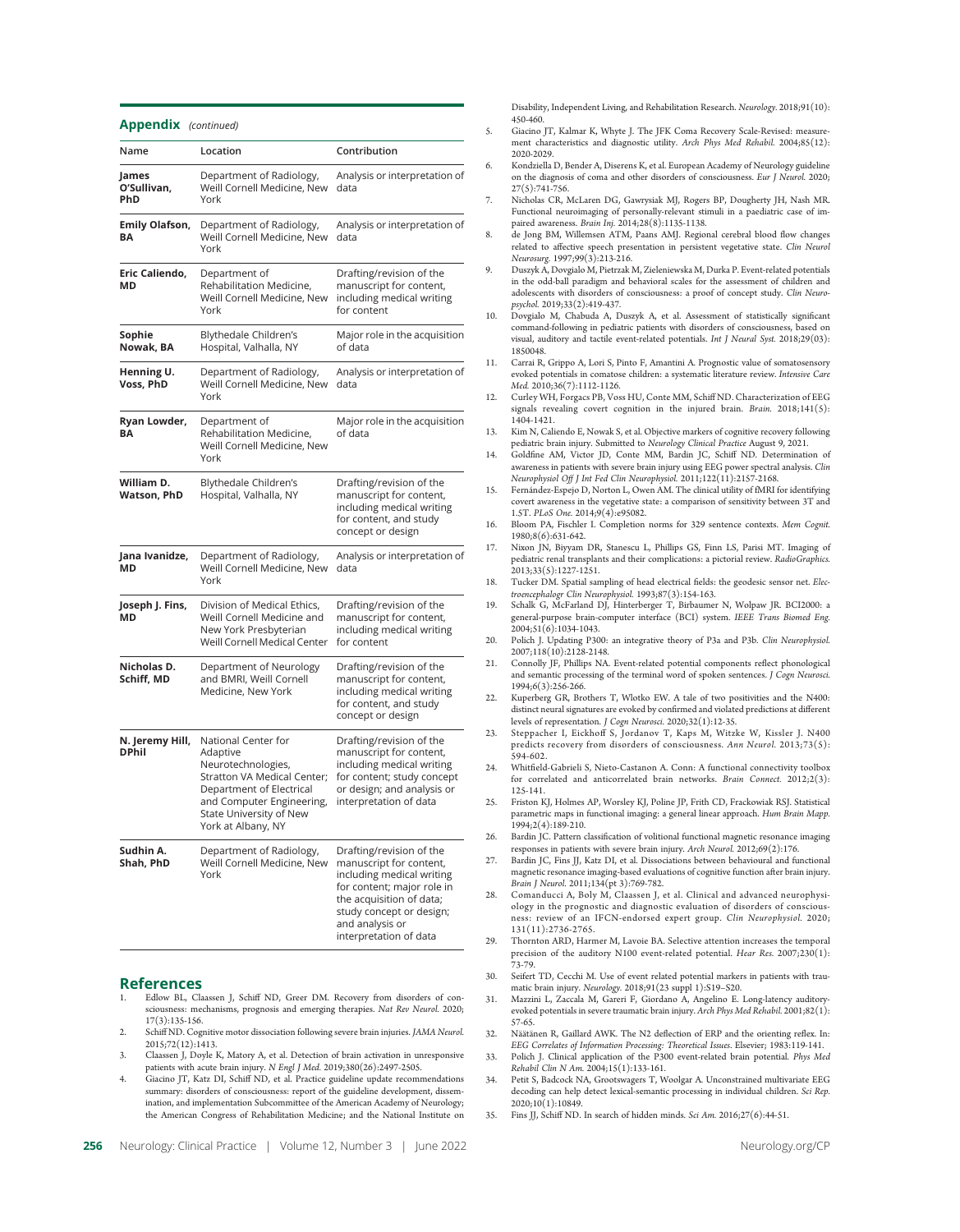## Appendix *(continued)*

| Name | Location | Contribution |
| --- | --- | --- |
| **James O'Sullivan, PhD** | Department of Radiology, Weill Cornell Medicine, New York | Analysis or interpretation of data |
| **Emily Olafson, BA** | Department of Radiology, Weill Cornell Medicine, New York | Analysis or interpretation of data |
| **Eric Caliendo, MD** | Department of Rehabilitation Medicine, Weill Cornell Medicine, New York | Drafting/revision of the manuscript for content, including medical writing for content |
| **Sophie Nowak, BA** | Blythedale Children's Hospital, Valhalla, NY | Major role in the acquisition of data |
| **Henning U. Voss, PhD** | Department of Radiology, Weill Cornell Medicine, New York | Analysis or interpretation of data |
| **Ryan Lowder, BA** | Department of Rehabilitation Medicine, Weill Cornell Medicine, New York | Major role in the acquisition of data |
| **William D. Watson, PhD** | Blythedale Children's Hospital, Valhalla, NY | Drafting/revision of the manuscript for content, including medical writing for content, and study concept or design |
| **Jana Ivanidze, MD** | Department of Radiology, Weill Cornell Medicine, New York | Analysis or interpretation of data |
| **Joseph J. Fins, MD** | Division of Medical Ethics, Weill Cornell Medicine and New York Presbyterian Weill Cornell Medical Center | Drafting/revision of the manuscript for content, including medical writing for content |
| **Nicholas D. Schiff, MD** | Department of Neurology and BMRI, Weill Cornell Medicine, New York | Drafting/revision of the manuscript for content, including medical writing for content, and study concept or design |
| **N. Jeremy Hill, DPhil** | National Center for Adaptive Neurotechnologies, Stratton VA Medical Center; Department of Electrical and Computer Engineering, State University of New York at Albany, NY | Drafting/revision of the manuscript for content, including medical writing for content; study concept or design; and analysis or interpretation of data |
| **Sudhin A. Shah, PhD** | Department of Radiology, Weill Cornell Medicine, New York | Drafting/revision of the manuscript for content, including medical writing for content; major role in the acquisition of data; study concept or design; and analysis or interpretation of data |

## References

1. Edlow BL, Claassen J, Schiff ND, Greer DM. Recovery from disorders of consciousness: mechanisms, prognosis and emerging therapies. *Nat Rev Neurol.* 2020;17(3):135-156.
2. Schiff ND. Cognitive motor dissociation following severe brain injuries. *JAMA Neurol.* 2015;72(12):1413.
3. Claassen J, Doyle K, Matory A, et al. Detection of brain activation in unresponsive patients with acute brain injury. *N Engl J Med.* 2019;380(26):2497-2505.
4. Giacino JT, Katz DI, Schiff ND, et al. Practice guideline update recommendations summary: disorders of consciousness: report of the guideline development, dissemination, and implementation Subcommittee of the American Academy of Neurology; the American Congress of Rehabilitation Medicine; and the National Institute on Disability, Independent Living, and Rehabilitation Research. *Neurology.* 2018;91(10):450-460.
5. Giacino JT, Kalmar K, Whyte J. The JFK Coma Recovery Scale-Revised: measurement characteristics and diagnostic utility. *Arch Phys Med Rehabil.* 2004;85(12):2020-2029.
6. Kondziella D, Bender A, Diserens K, et al. European Academy of Neurology guideline on the diagnosis of coma and other disorders of consciousness. *Eur J Neurol.* 2020;27(5):741-756.
7. Nicholas CR, McLaren DG, Gawrysiak MJ, Rogers BP, Dougherty JH, Nash MR. Functional neuroimaging of personally-relevant stimuli in a paediatric case of impaired awareness. *Brain Inj.* 2014;28(8):1135-1138.
8. de Jong BM, Willemsen ATM, Paans AMJ. Regional cerebral blood flow changes related to affective speech presentation in persistent vegetative state. *Clin Neurol Neurosurg.* 1997;99(3):213-216.
9. Duszyk A, Dovgialo M, Pietrzak M, Zieleniewska M, Durka P. Event-related potentials in the odd-ball paradigm and behavioral scales for the assessment of children and adolescents with disorders of consciousness: a proof of concept study. *Clin Neuropsychol.* 2019;33(2):419-437.
10. Dovgialo M, Chabuda A, Duszyk A, et al. Assessment of statistically significant command-following in pediatric patients with disorders of consciousness, based on visual, auditory and tactile event-related potentials. *Int J Neural Syst.* 2018;29(03):1850048.
11. Carrai R, Grippo A, Lori S, Pinto F, Amantini A. Prognostic value of somatosensory evoked potentials in comatose children: a systematic literature review. *Intensive Care Med.* 2010;36(7):1112-1126.
12. Curley WH, Forgacs PB, Voss HU, Conte MM, Schiff ND. Characterization of EEG signals revealing covert cognition in the injured brain. *Brain.* 2018;141(5):1404-1421.
13. Kim N, Caliendo E, Nowak S, et al. Objective markers of cognitive recovery following pediatric brain injury. Submitted to *Neurology Clinical Practice* August 9, 2021.
14. Goldfine AM, Victor JD, Conte MM, Bardin JC, Schiff ND. Determination of awareness in patients with severe brain injury using EEG power spectral analysis. *Clin Neurophysiol Off J Int Fed Clin Neurophysiol.* 2011;122(11):2157-2168.
15. Fernández-Espejo D, Norton L, Owen AM. The clinical utility of fMRI for identifying covert awareness in the vegetative state: a comparison of sensitivity between 3T and 1.5T. *PLoS One.* 2014;9(4):e95082.
16. Bloom PA, Fischler I. Completion norms for 329 sentence contexts. *Mem Cognit.* 1980;8(6):631-642.
17. Nixon JN, Biyyam DR, Stanescu L, Phillips GS, Finn LS, Parisi MT. Imaging of pediatric renal transplants and their complications: a pictorial review. *RadioGraphics.* 2013;33(5):1227-1251.
18. Tucker DM. Spatial sampling of head electrical fields: the geodesic sensor net. *Electroencephalogr Clin Neurophysiol.* 1993;87(3):154-163.
19. Schalk G, McFarland DJ, Hinterberger T, Birbaumer N, Wolpaw JR. BCI2000: a general-purpose brain-computer interface (BCI) system. *IEEE Trans Biomed Eng.* 2004;51(6):1034-1043.
20. Polich J. Updating P300: an integrative theory of P3a and P3b. *Clin Neurophysiol.* 2007;118(10):2128-2148.
21. Connolly JF, Phillips NA. Event-related potential components reflect phonological and semantic processing of the terminal word of spoken sentences. *J Cogn Neurosci.* 1994;6(3):256-266.
22. Kuperberg GR, Brothers T, Wlotko EW. A tale of two positivities and the N400: distinct neural signatures are evoked by confirmed and violated predictions at different levels of representation. *J Cogn Neurosci.* 2020;32(1):12-35.
23. Steppacher I, Eickhoff S, Jordanov T, Kaps M, Witzke W, Kissler J. N400 predicts recovery from disorders of consciousness. *Ann Neurol.* 2013;73(5):594-602.
24. Whitfield-Gabrieli S, Nieto-Castanon A. Conn: A functional connectivity toolbox for correlated and anticorrelated brain networks. *Brain Connect.* 2012;2(3):125-141.
25. Friston KJ, Holmes AP, Worsley KJ, Poline JP, Frith CD, Frackowiak RSJ. Statistical parametric maps in functional imaging: a general linear approach. *Hum Brain Mapp.* 1994;2(4):189-210.
26. Bardin JC. Pattern classification of volitional functional magnetic resonance imaging responses in patients with severe brain injury. *Arch Neurol.* 2012;69(2):176.
27. Bardin JC, Fins JJ, Katz DI, et al. Dissociations between behavioural and functional magnetic resonance imaging-based evaluations of cognitive function after brain injury. *Brain J Neurol.* 2011;134(pt 3):769-782.
28. Comanducci A, Boly M, Claassen J, et al. Clinical and advanced neurophysiology in the prognostic and diagnostic evaluation of disorders of consciousness: review of an IFCN-endorsed expert group. *Clin Neurophysiol.* 2020;131(11):2736-2765.
29. Thornton ARD, Harmer M, Lavoie BA. Selective attention increases the temporal precision of the auditory N100 event-related potential. *Hear Res.* 2007;230(1):73-79.
30. Seifert TD, Cecchi M. Use of event related potential markers in patients with traumatic brain injury. *Neurology.* 2018;91(23 suppl 1):S19–S20.
31. Mazzini L, Zaccala M, Gareri F, Giordano A, Angelino E. Long-latency auditory-evoked potentials in severe traumatic brain injury. *Arch Phys Med Rehabil.* 2001;82(1):57-65.
32. Näätänen R, Gaillard AWK. The N2 deflection of ERP and the orienting reflex. In: *EEG Correlates of Information Processing: Theoretical Issues*. Elsevier; 1983:119-141.
33. Polich J. Clinical application of the P300 event-related brain potential. *Phys Med Rehabil Clin N Am.* 2004;15(1):133-161.
34. Petit S, Badcock NA, Grootswagers T, Woolgar A. Unconstrained multivariate EEG decoding can help detect lexical-semantic processing in individual children. *Sci Rep.* 2020;10(1):10849.
35. Fins JJ, Schiff ND. In search of hidden minds. *Sci Am.* 2016;27(6):44-51.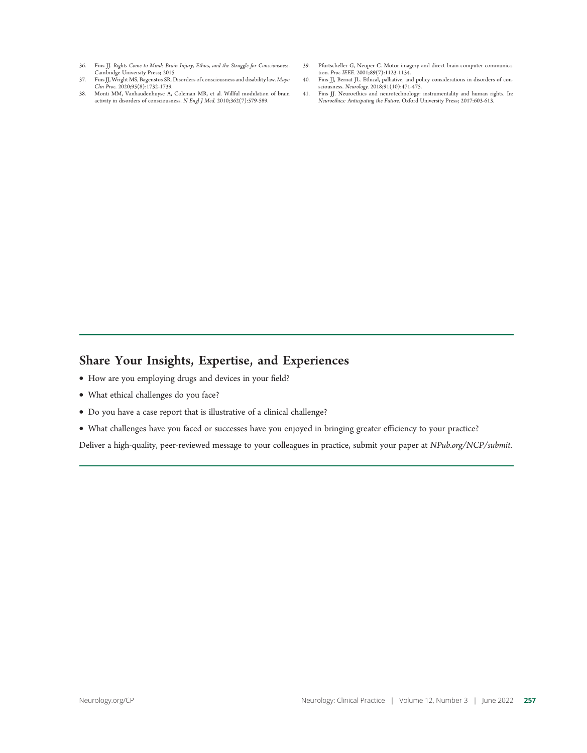36. Fins JJ. *Rights Come to Mind: Brain Injury, Ethics, and the Struggle for Consciousness*. Cambridge University Press; 2015.
37. Fins JJ, Wright MS, Bagenstos SR. Disorders of consciousness and disability law. *Mayo Clin Proc*. 2020;95(8):1732-1739.
38. Monti MM, Vanhaudenhuyse A, Coleman MR, et al. Willful modulation of brain activity in disorders of consciousness. *N Engl J Med*. 2010;362(7):579-589.
39. Pfurtscheller G, Neuper C. Motor imagery and direct brain-computer communication. *Proc IEEE*. 2001;89(7):1123-1134.
40. Fins JJ, Bernat JL. Ethical, palliative, and policy considerations in disorders of consciousness. *Neurology*. 2018;91(10):471-475.
41. Fins JJ. Neuroethics and neurotechnology: instrumentality and human rights. In: *Neuroethics: Anticipating the Future*. Oxford University Press; 2017:603-613.

## Share Your Insights, Expertise, and Experiences

- How are you employing drugs and devices in your field?
- What ethical challenges do you face?
- Do you have a case report that is illustrative of a clinical challenge?
- What challenges have you faced or successes have you enjoyed in bringing greater efficiency to your practice?

Deliver a high-quality, peer-reviewed message to your colleagues in practice, submit your paper at *NPub.org/NCP/submit*.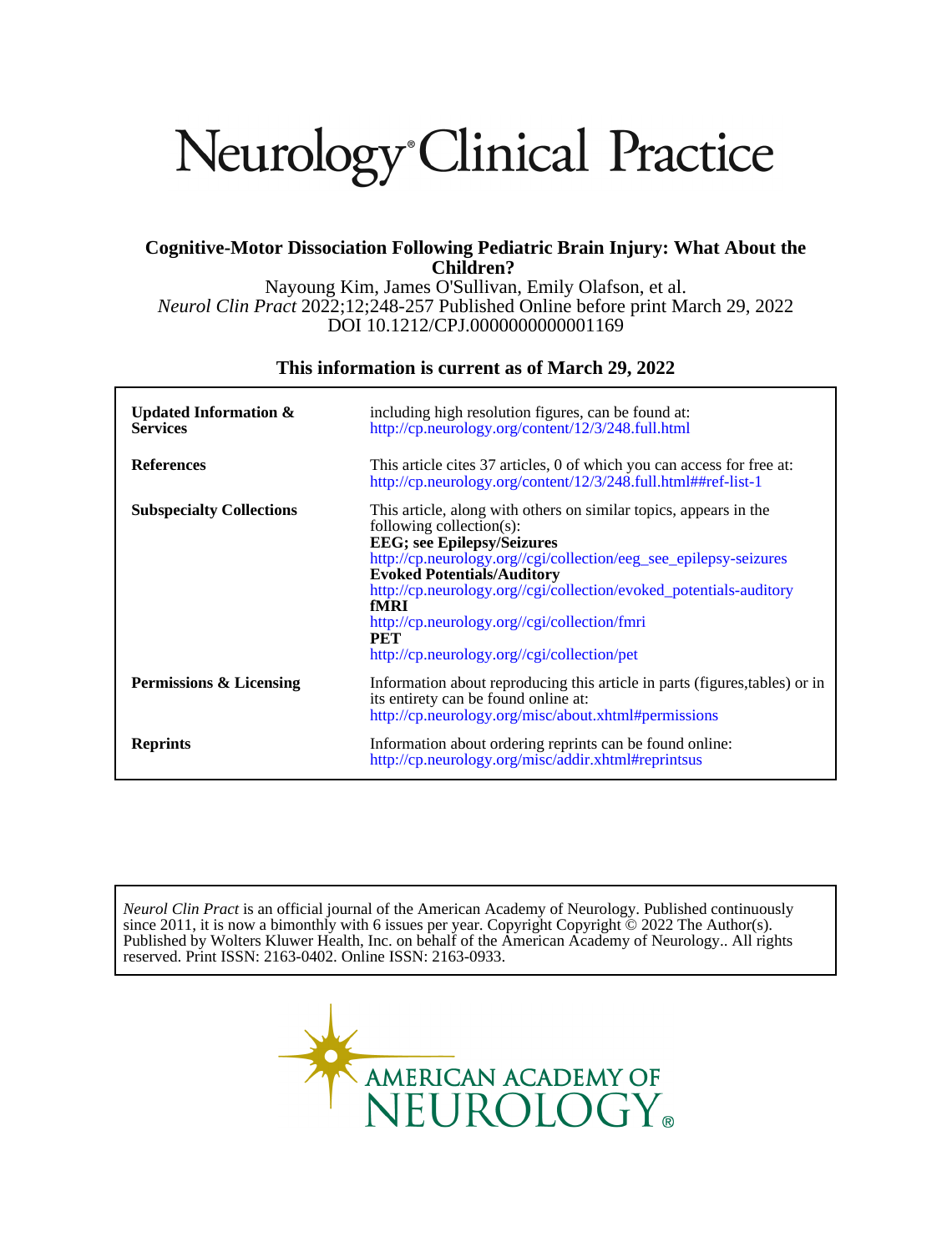# Neurology® Clinical Practice

**Cognitive-Motor Dissociation Following Pediatric Brain Injury: What About the Children?**

Nayoung Kim, James O'Sullivan, Emily Olafson, et al.

*Neurol Clin Pract* 2022;12;248-257 Published Online before print March 29, 2022

DOI 10.1212/CPJ.0000000000001169

**This information is current as of March 29, 2022**

| | |
|---|---|
| **Updated Information & Services** | including high resolution figures, can be found at: http://cp.neurology.org/content/12/3/248.full.html |
| **References** | This article cites 37 articles, 0 of which you can access for free at: http://cp.neurology.org/content/12/3/248.full.html##ref-list-1 |
| **Subspecialty Collections** | This article, along with others on similar topics, appears in the following collection(s): **EEG; see Epilepsy/Seizures** http://cp.neurology.org//cgi/collection/eeg_see_epilepsy-seizures **Evoked Potentials/Auditory** http://cp.neurology.org//cgi/collection/evoked_potentials-auditory **fMRI** http://cp.neurology.org//cgi/collection/fmri **PET** http://cp.neurology.org//cgi/collection/pet |
| **Permissions & Licensing** | Information about reproducing this article in parts (figures,tables) or in its entirety can be found online at: http://cp.neurology.org/misc/about.xhtml#permissions |
| **Reprints** | Information about ordering reprints can be found online: http://cp.neurology.org/misc/addir.xhtml#reprintsus |

*Neurol Clin Pract* is an official journal of the American Academy of Neurology. Published continuously since 2011, it is now a bimonthly with 6 issues per year. Copyright Copyright © 2022 The Author(s). Published by Wolters Kluwer Health, Inc. on behalf of the American Academy of Neurology.. All rights reserved. Print ISSN: 2163-0402. Online ISSN: 2163-0933.

AMERICAN ACADEMY OF NEUROLOGY®